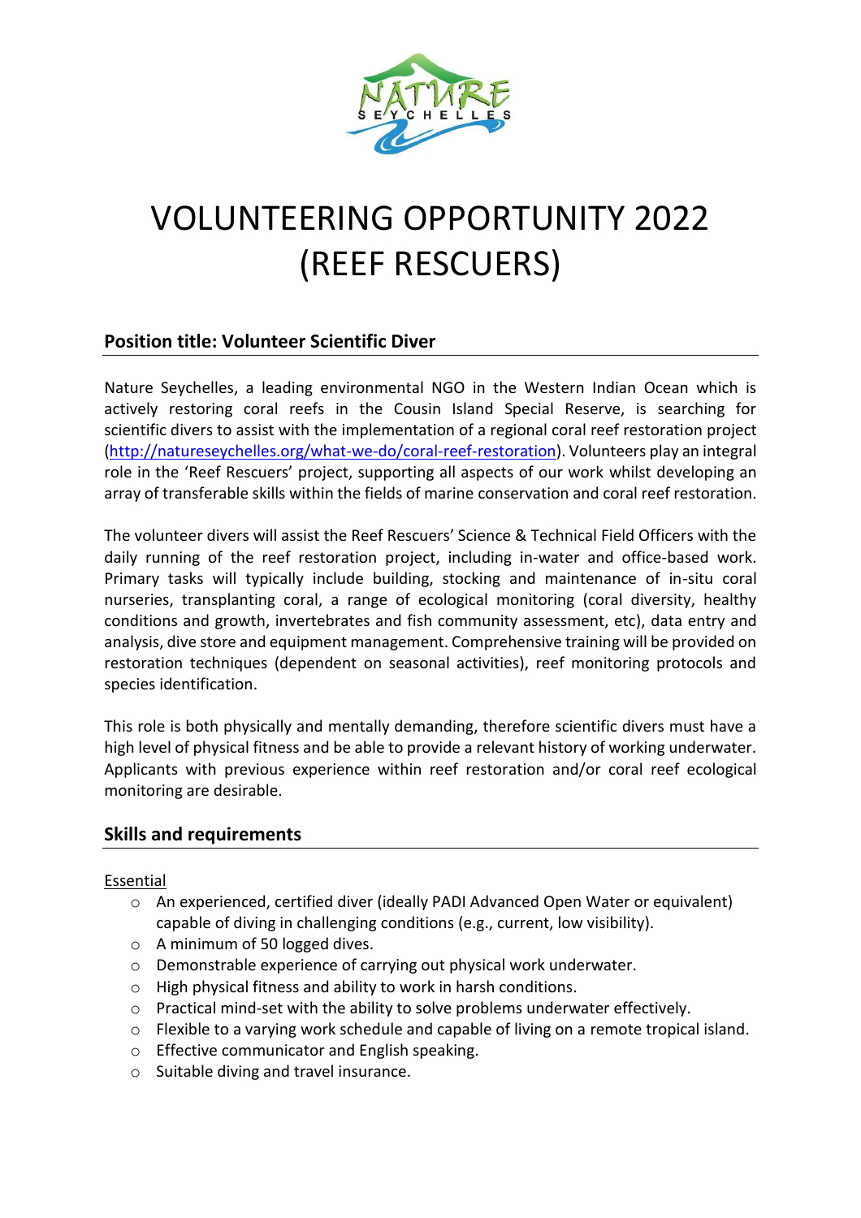# VOLUNTEERING OPPORTUNITY 2022 (REEF RESCUERS)

## Position title: Volunteer Scientific Diver

Nature Seychelles, a leading environmental NGO in the Western Indian Ocean which is actively restoring coral reefs in the Cousin Island Special Reserve, is searching for scientific divers to assist with the implementation of a regional coral reef restoration project (http://natureseychelles.org/what-we-do/coral-reef-restoration). Volunteers play an integral role in the 'Reef Rescuers' project, supporting all aspects of our work whilst developing an array of transferable skills within the fields of marine conservation and coral reef restoration.

The volunteer divers will assist the Reef Rescuers' Science & Technical Field Officers with the daily running of the reef restoration project, including in-water and office-based work. Primary tasks will typically include building, stocking and maintenance of in-situ coral nurseries, transplanting coral, a range of ecological monitoring (coral diversity, healthy conditions and growth, invertebrates and fish community assessment, etc), data entry and analysis, dive store and equipment management. Comprehensive training will be provided on restoration techniques (dependent on seasonal activities), reef monitoring protocols and species identification.

This role is both physically and mentally demanding, therefore scientific divers must have a high level of physical fitness and be able to provide a relevant history of working underwater. Applicants with previous experience within reef restoration and/or coral reef ecological monitoring are desirable.

## Skills and requirements

Essential

- An experienced, certified diver (ideally PADI Advanced Open Water or equivalent) capable of diving in challenging conditions (e.g., current, low visibility).
- A minimum of 50 logged dives.
- Demonstrable experience of carrying out physical work underwater.
- High physical fitness and ability to work in harsh conditions.
- Practical mind-set with the ability to solve problems underwater effectively.
- Flexible to a varying work schedule and capable of living on a remote tropical island.
- Effective communicator and English speaking.
- Suitable diving and travel insurance.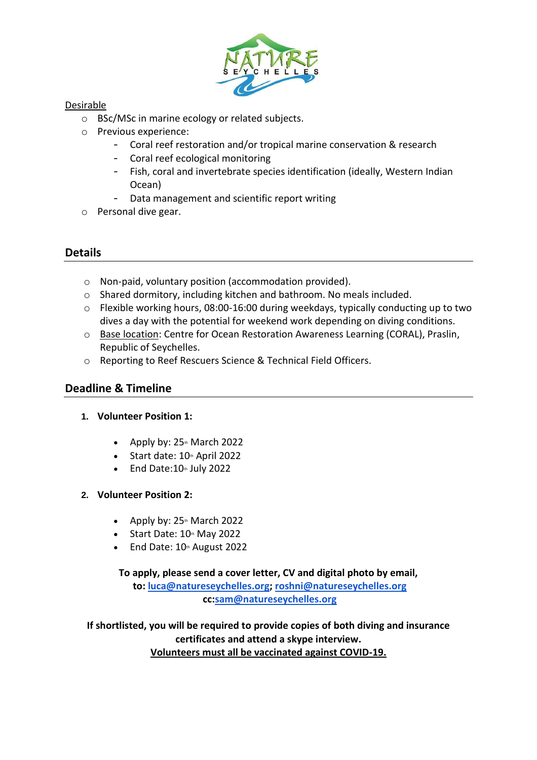Desirable

- BSc/MSc in marine ecology or related subjects.
- Previous experience:
  - Coral reef restoration and/or tropical marine conservation & research
  - Coral reef ecological monitoring
  - Fish, coral and invertebrate species identification (ideally, Western Indian Ocean)
  - Data management and scientific report writing
- Personal dive gear.

## Details

- Non-paid, voluntary position (accommodation provided).
- Shared dormitory, including kitchen and bathroom. No meals included.
- Flexible working hours, 08:00-16:00 during weekdays, typically conducting up to two dives a day with the potential for weekend work depending on diving conditions.
- Base location: Centre for Ocean Restoration Awareness Learning (CORAL), Praslin, Republic of Seychelles.
- Reporting to Reef Rescuers Science & Technical Field Officers.

## Deadline & Timeline

1. **Volunteer Position 1:**
   - Apply by: 25th March 2022
   - Start date: 10th April 2022
   - End Date:10th July 2022

2. **Volunteer Position 2:**
   - Apply by: 25th March 2022
   - Start Date: 10th May 2022
   - End Date: 10th August 2022

**To apply, please send a cover letter, CV and digital photo by email, to: luca@natureseychelles.org; roshni@natureseychelles.org cc:sam@natureseychelles.org**

**If shortlisted, you will be required to provide copies of both diving and insurance certificates and attend a skype interview.**
**Volunteers must all be vaccinated against COVID-19.**